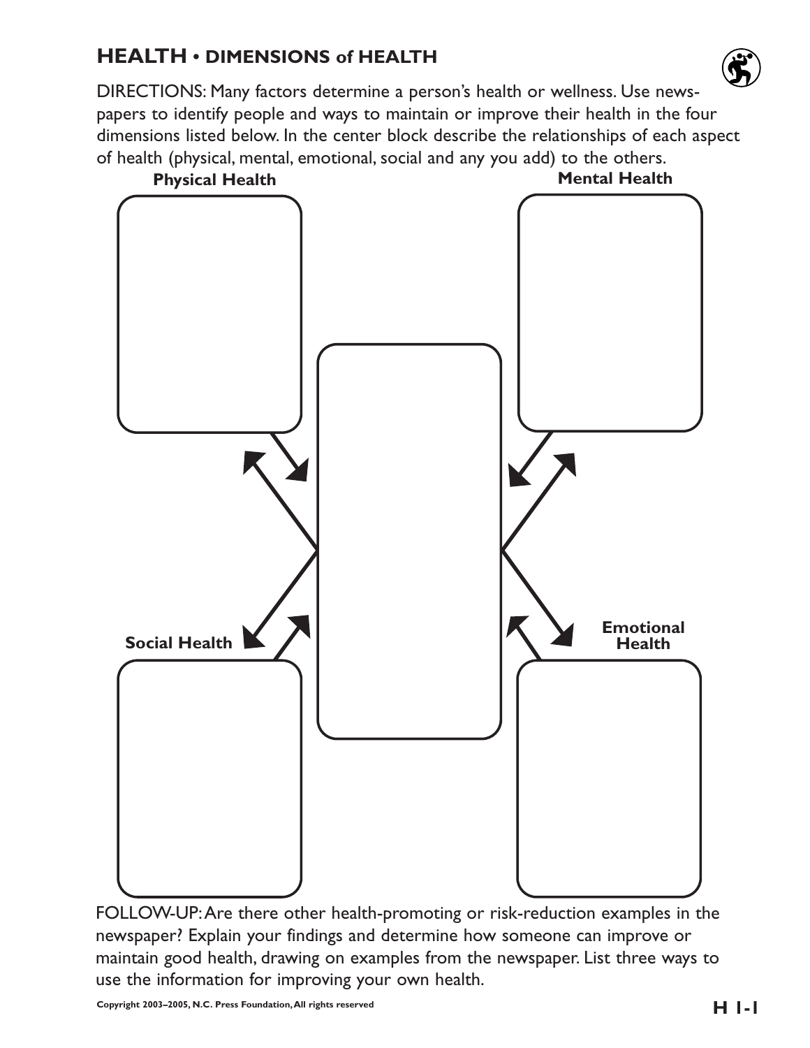## HEALTH • DIMENSIONS of HEALTH

DIRECTIONS: Many factors determine a person's health or wellness. Use newspapers to identify people and ways to maintain or improve their health in the four dimensions listed below. In the center block describe the relationships of each aspect of health (physical, mental, emotional, social and any you add) to the others.

**Physical Health**

**Mental Health**

**Social Health**

**Emotional Health**

FOLLOW-UP: Are there other health-promoting or risk-reduction examples in the newspaper? Explain your findings and determine how someone can improve or maintain good health, drawing on examples from the newspaper. List three ways to use the information for improving your own health.

Copyright 2003–2005, N.C. Press Foundation, All rights reserved

H 1-1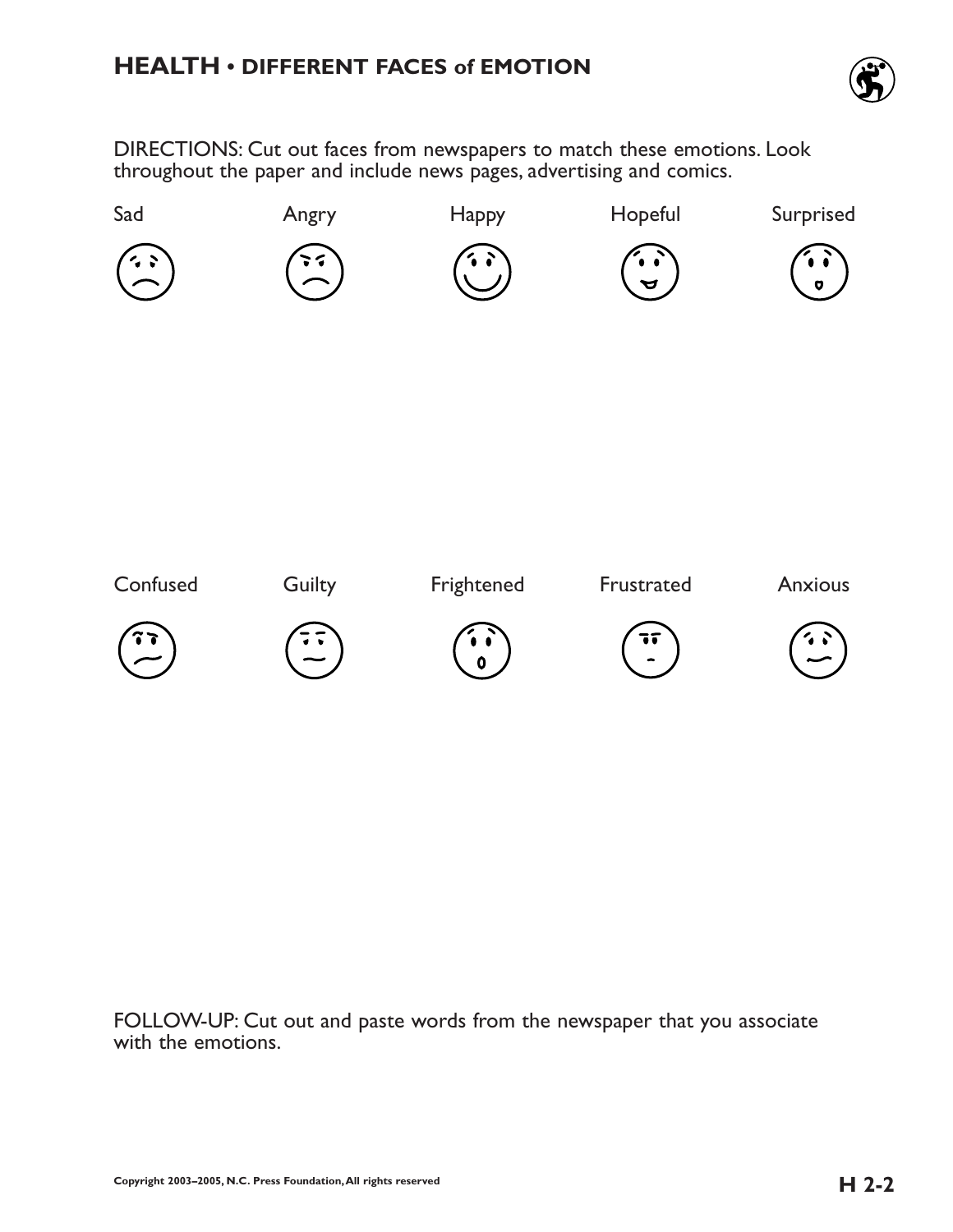# HEALTH • DIFFERENT FACES of EMOTION

DIRECTIONS: Cut out faces from newspapers to match these emotions. Look throughout the paper and include news pages, advertising and comics.

Sad    Angry    Happy    Hopeful    Surprised

Confused    Guilty    Frightened    Frustrated    Anxious

FOLLOW-UP: Cut out and paste words from the newspaper that you associate with the emotions.

Copyright 2003–2005, N.C. Press Foundation, All rights reserved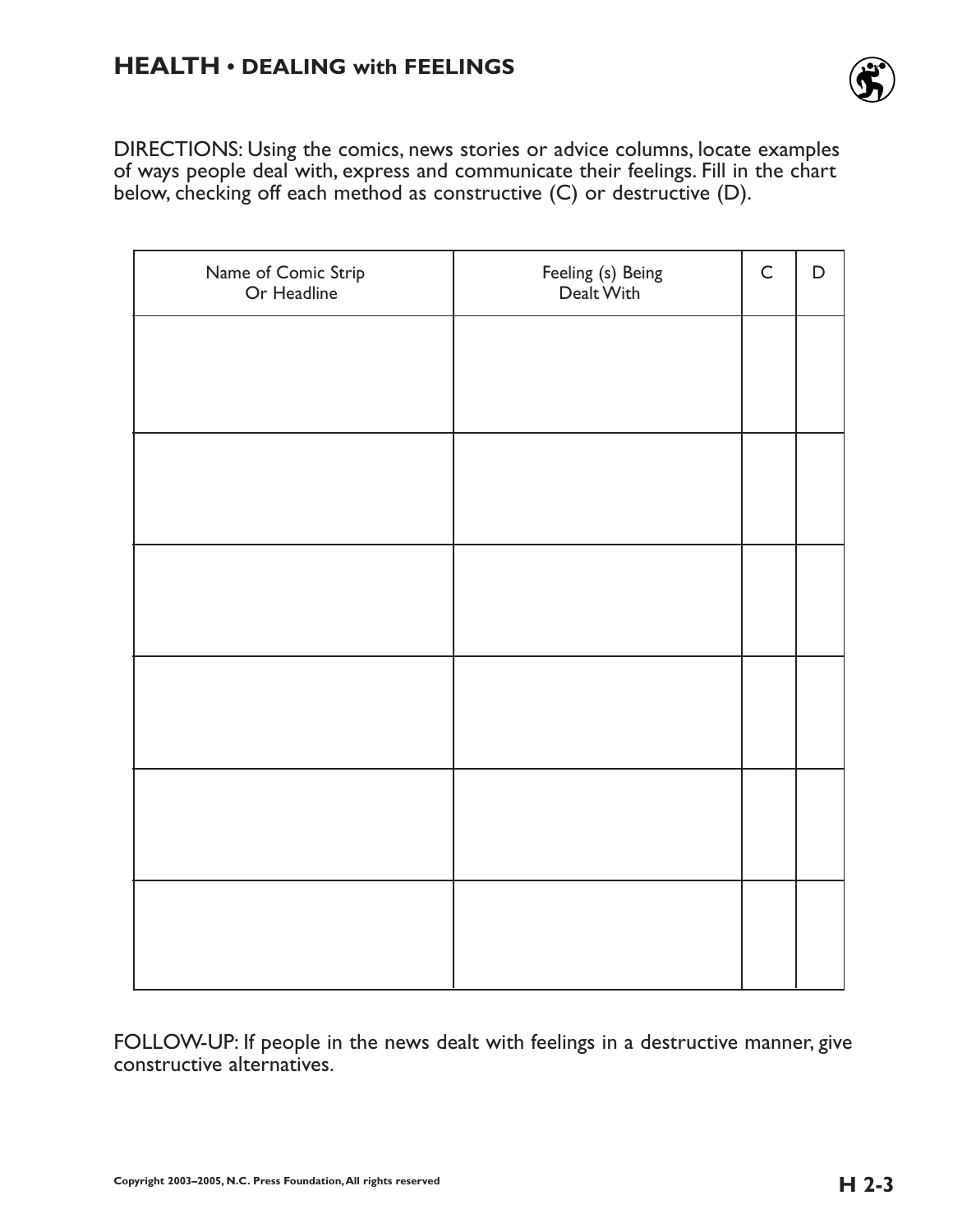# HEALTH • DEALING with FEELINGS

DIRECTIONS: Using the comics, news stories or advice columns, locate examples of ways people deal with, express and communicate their feelings. Fill in the chart below, checking off each method as constructive (C) or destructive (D).

| Name of Comic Strip Or Headline | Feeling (s) Being Dealt With | C | D |
|---|---|---|---|
| | | | |
| | | | |
| | | | |
| | | | |
| | | | |
| | | | |

FOLLOW-UP: If people in the news dealt with feelings in a destructive manner, give constructive alternatives.

Copyright 2003–2005, N.C. Press Foundation, All rights reserved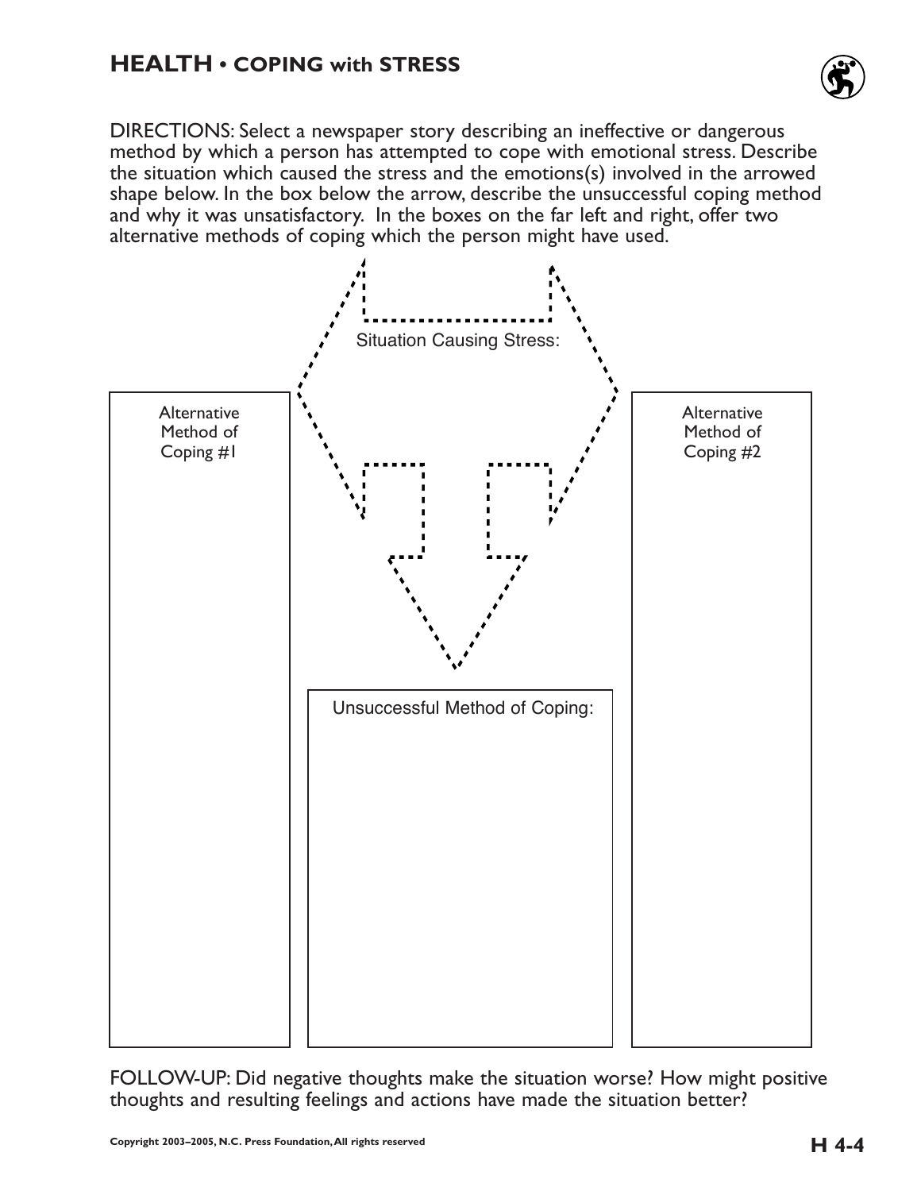## HEALTH • COPING with STRESS

DIRECTIONS: Select a newspaper story describing an ineffective or dangerous method by which a person has attempted to cope with emotional stress. Describe the situation which caused the stress and the emotions(s) involved in the arrowed shape below. In the box below the arrow, describe the unsuccessful coping method and why it was unsatisfactory. In the boxes on the far left and right, offer two alternative methods of coping which the person might have used.

Situation Causing Stress:

Alternative Method of Coping #1

Alternative Method of Coping #2

Unsuccessful Method of Coping:

FOLLOW-UP: Did negative thoughts make the situation worse? How might positive thoughts and resulting feelings and actions have made the situation better?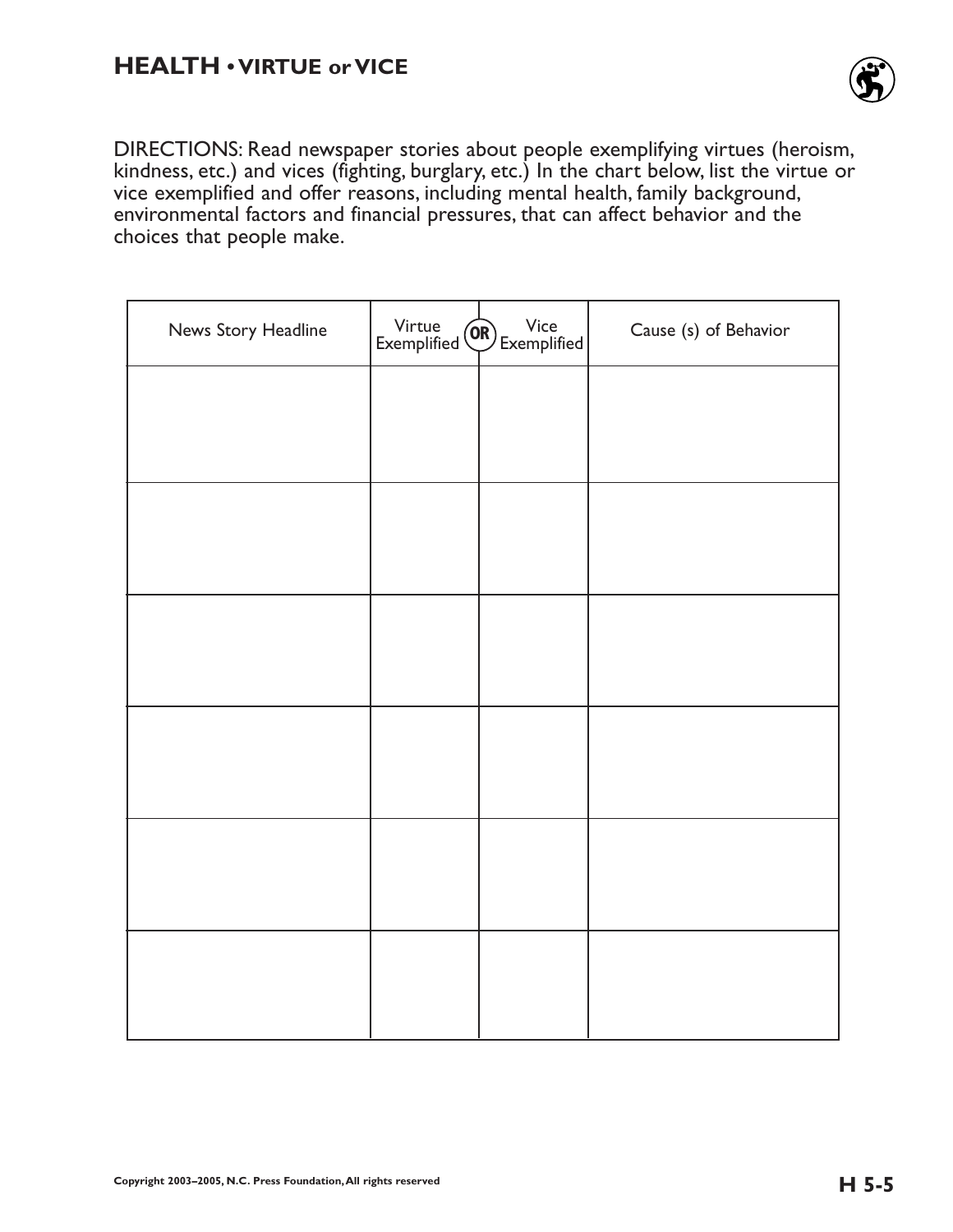## HEALTH • VIRTUE or VICE

DIRECTIONS: Read newspaper stories about people exemplifying virtues (heroism, kindness, etc.) and vices (fighting, burglary, etc.) In the chart below, list the virtue or vice exemplified and offer reasons, including mental health, family background, environmental factors and financial pressures, that can affect behavior and the choices that people make.

| News Story Headline | Virtue Exemplified **OR** | Vice Exemplified | Cause (s) of Behavior |
|---|---|---|---|
| | | | |
| | | | |
| | | | |
| | | | |
| | | | |
| | | | |

Copyright 2003–2005, N.C. Press Foundation, All rights reserved

H 5-5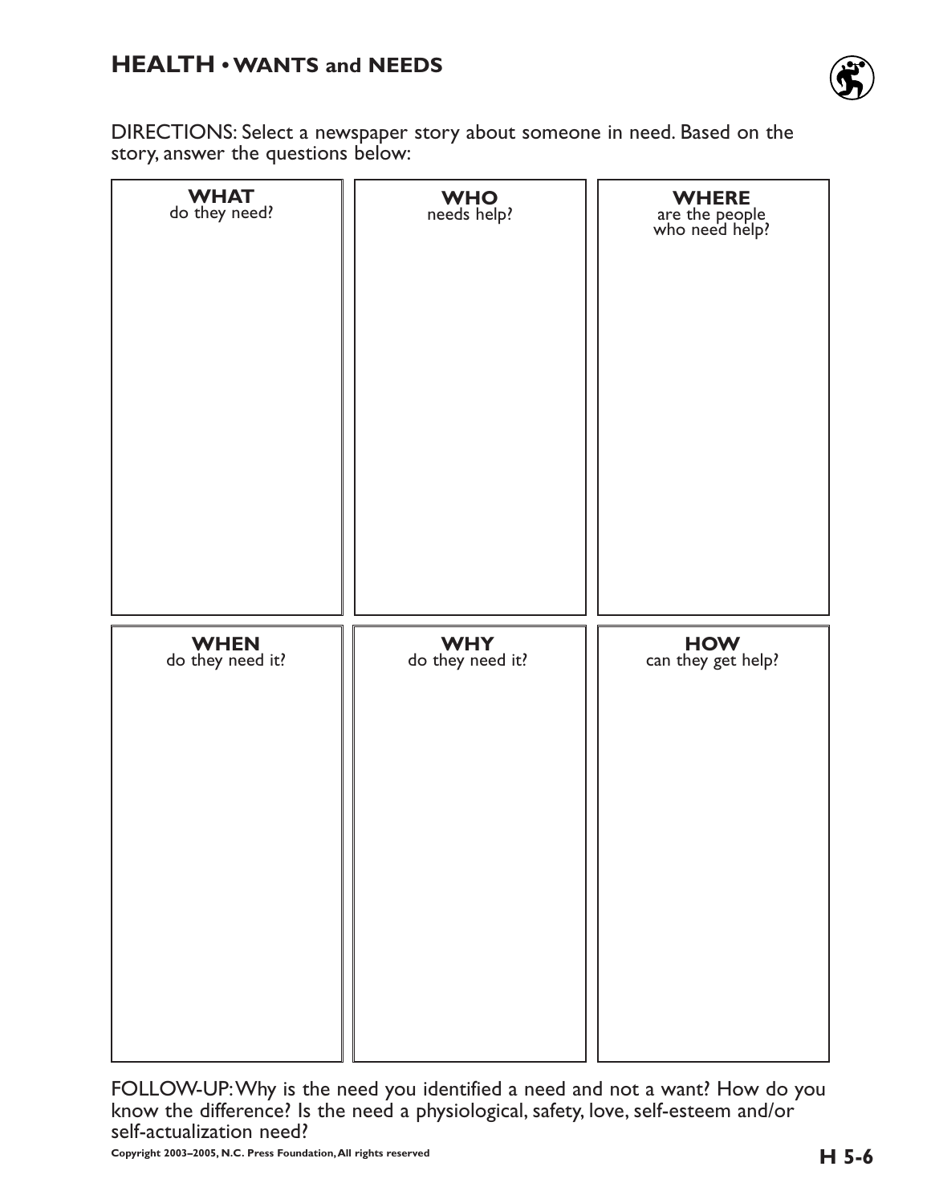## HEALTH • WANTS and NEEDS

DIRECTIONS: Select a newspaper story about someone in need. Based on the story, answer the questions below:

| **WHAT** do they need? | **WHO** needs help? | **WHERE** are the people who need help? |
| --- | --- | --- |
| | | |
| **WHEN** do they need it? | **WHY** do they need it? | **HOW** can they get help? |
| | | |

FOLLOW-UP: Why is the need you identified a need and not a want? How do you know the difference? Is the need a physiological, safety, love, self-esteem and/or self-actualization need?

Copyright 2003–2005, N.C. Press Foundation, All rights reserved

H 5-6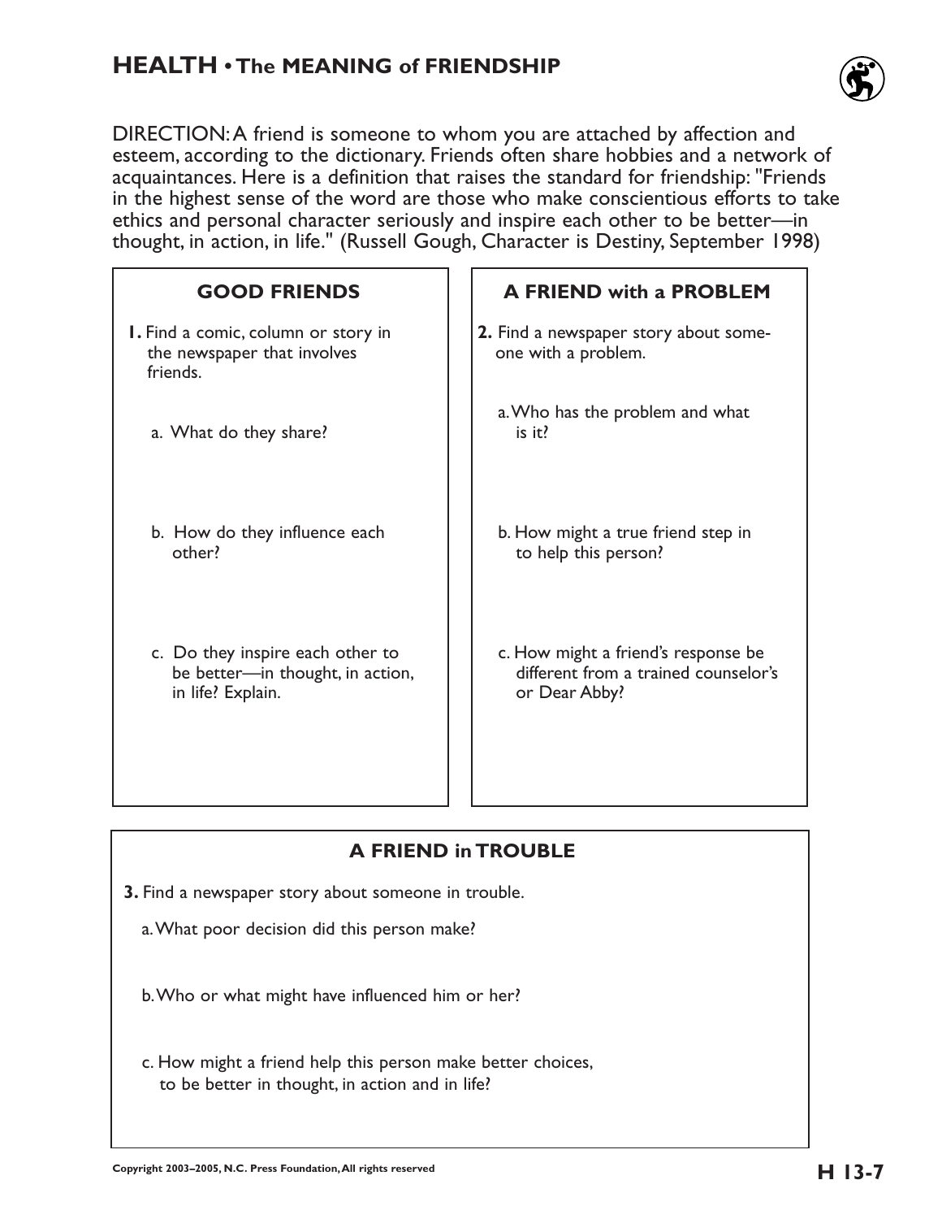# HEALTH • The MEANING of FRIENDSHIP

DIRECTION: A friend is someone to whom you are attached by affection and esteem, according to the dictionary. Friends often share hobbies and a network of acquaintances. Here is a definition that raises the standard for friendship: "Friends in the highest sense of the word are those who make conscientious efforts to take ethics and personal character seriously and inspire each other to be better—in thought, in action, in life." (Russell Gough, Character is Destiny, September 1998)

## GOOD FRIENDS

**1.** Find a comic, column or story in the newspaper that involves friends.

a. What do they share?

b. How do they influence each other?

c. Do they inspire each other to be better—in thought, in action, in life? Explain.

## A FRIEND with a PROBLEM

**2.** Find a newspaper story about someone with a problem.

a. Who has the problem and what is it?

b. How might a true friend step in to help this person?

c. How might a friend's response be different from a trained counselor's or Dear Abby?

## A FRIEND in TROUBLE

**3.** Find a newspaper story about someone in trouble.

a. What poor decision did this person make?

b. Who or what might have influenced him or her?

c. How might a friend help this person make better choices, to be better in thought, in action and in life?

Copyright 2003–2005, N.C. Press Foundation, All rights reserved

H 13-7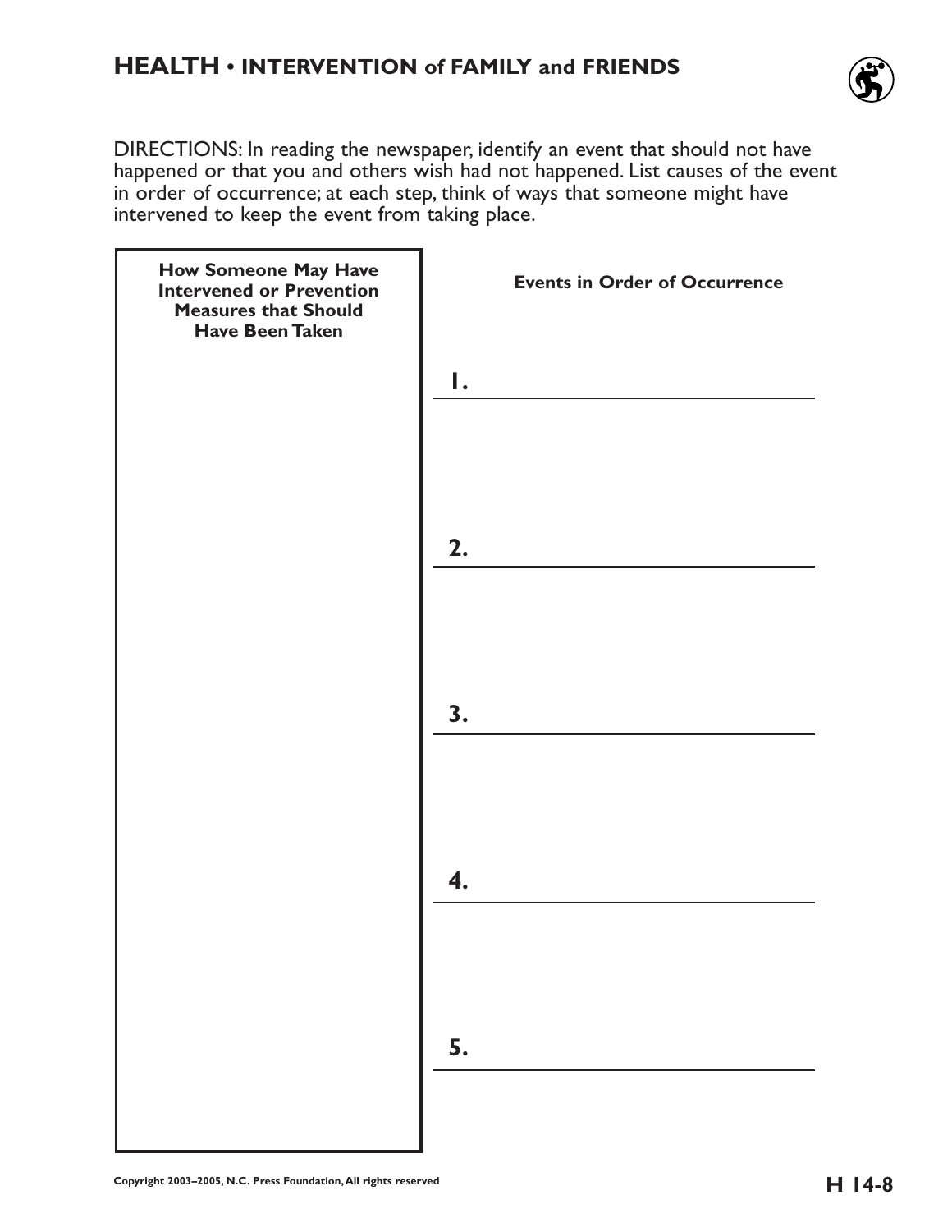## HEALTH • INTERVENTION of FAMILY and FRIENDS

DIRECTIONS: In reading the newspaper, identify an event that should not have happened or that you and others wish had not happened. List causes of the event in order of occurrence; at each step, think of ways that someone might have intervened to keep the event from taking place.

| How Someone May Have Intervened or Prevention Measures that Should Have Been Taken | Events in Order of Occurrence |
| --- | --- |
| | 1. ______________________ |
| | 2. ______________________ |
| | 3. ______________________ |
| | 4. ______________________ |
| | 5. ______________________ |

Copyright 2003–2005, N.C. Press Foundation, All rights reserved

H 14-8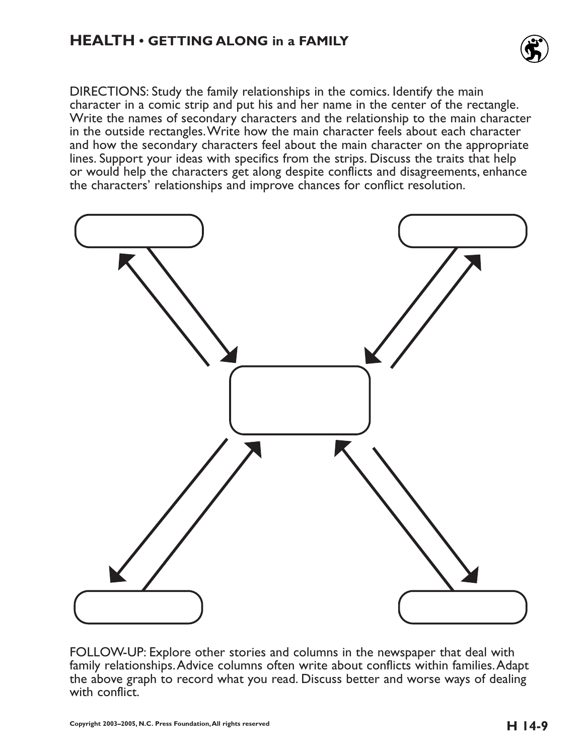# HEALTH • GETTING ALONG in a FAMILY

DIRECTIONS: Study the family relationships in the comics. Identify the main character in a comic strip and put his and her name in the center of the rectangle. Write the names of secondary characters and the relationship to the main character in the outside rectangles. Write how the main character feels about each character and how the secondary characters feel about the main character on the appropriate lines. Support your ideas with specifics from the strips. Discuss the traits that help or would help the characters get along despite conflicts and disagreements, enhance the characters' relationships and improve chances for conflict resolution.

FOLLOW-UP: Explore other stories and columns in the newspaper that deal with family relationships. Advice columns often write about conflicts within families. Adapt the above graph to record what you read. Discuss better and worse ways of dealing with conflict.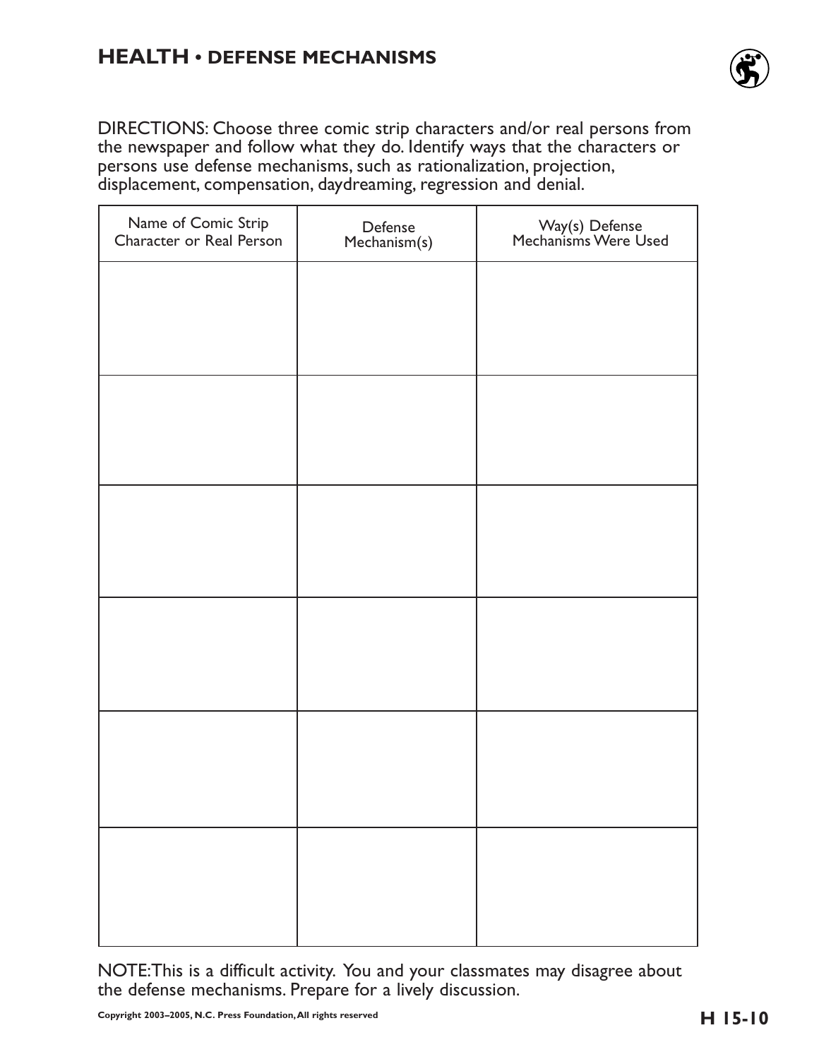# HEALTH • DEFENSE MECHANISMS

DIRECTIONS: Choose three comic strip characters and/or real persons from the newspaper and follow what they do. Identify ways that the characters or persons use defense mechanisms, such as rationalization, projection, displacement, compensation, daydreaming, regression and denial.

| Name of Comic Strip Character or Real Person | Defense Mechanism(s) | Way(s) Defense Mechanisms Were Used |
|---|---|---|
| | | |
| | | |
| | | |
| | | |
| | | |
| | | |

NOTE: This is a difficult activity. You and your classmates may disagree about the defense mechanisms. Prepare for a lively discussion.

Copyright 2003–2005, N.C. Press Foundation, All rights reserved

H 15-10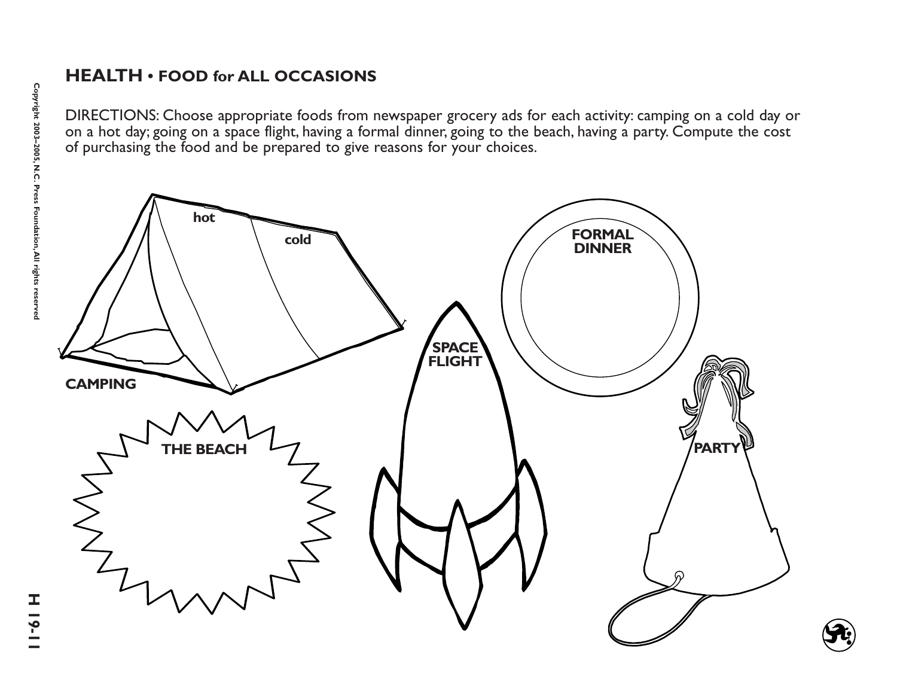## HEALTH • FOOD for ALL OCCASIONS

DIRECTIONS: Choose appropriate foods from newspaper grocery ads for each activity: camping on a cold day or on a hot day; going on a space flight, having a formal dinner, going to the beach, having a party. Compute the cost of purchasing the food and be prepared to give reasons for your choices.

hot

cold

**CAMPING**

**FORMAL DINNER**

**SPACE FLIGHT**

**THE BEACH**

**PARTY**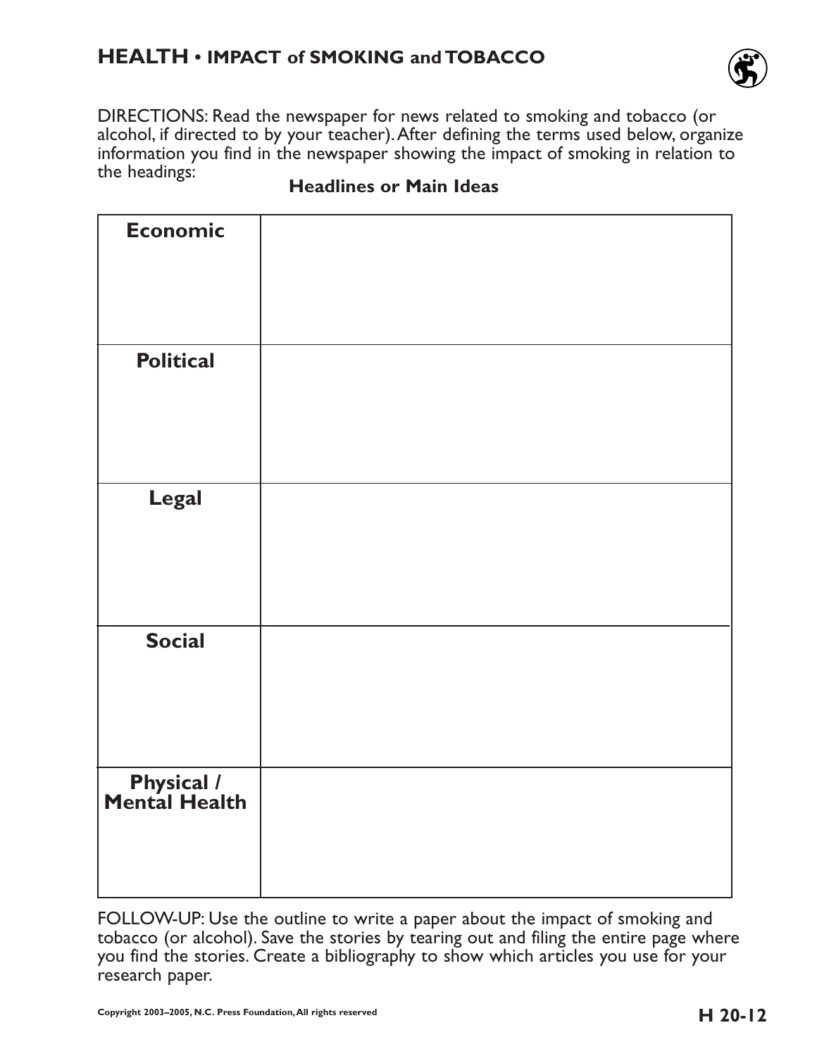# HEALTH • IMPACT of SMOKING and TOBACCO

DIRECTIONS: Read the newspaper for news related to smoking and tobacco (or alcohol, if directed to by your teacher). After defining the terms used below, organize information you find in the newspaper showing the impact of smoking in relation to the headings:

| | Headlines or Main Ideas |
|---|---|
| **Economic** | |
| **Political** | |
| **Legal** | |
| **Social** | |
| **Physical / Mental Health** | |

FOLLOW-UP: Use the outline to write a paper about the impact of smoking and tobacco (or alcohol). Save the stories by tearing out and filing the entire page where you find the stories. Create a bibliography to show which articles you use for your research paper.

Copyright 2003–2005, N.C. Press Foundation, All rights reserved

H 20-12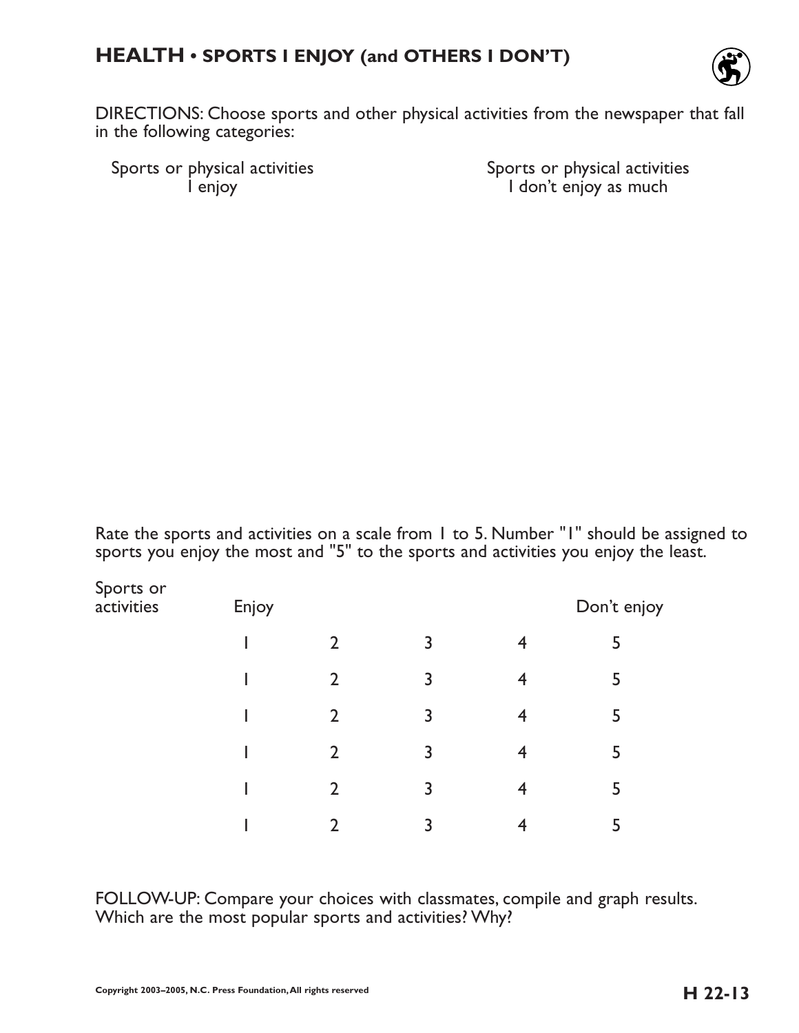## HEALTH • SPORTS I ENJOY (and OTHERS I DON'T)

DIRECTIONS: Choose sports and other physical activities from the newspaper that fall in the following categories:

| Sports or physical activities I enjoy | Sports or physical activities I don't enjoy as much |
|---|---|
| | |

Rate the sports and activities on a scale from 1 to 5. Number "1" should be assigned to sports you enjoy the most and "5" to the sports and activities you enjoy the least.

| Sports or activities | Enjoy | | | | Don't enjoy |
|---|---|---|---|---|---|
| | 1 | 2 | 3 | 4 | 5 |
| | 1 | 2 | 3 | 4 | 5 |
| | 1 | 2 | 3 | 4 | 5 |
| | 1 | 2 | 3 | 4 | 5 |
| | 1 | 2 | 3 | 4 | 5 |
| | 1 | 2 | 3 | 4 | 5 |

FOLLOW-UP: Compare your choices with classmates, compile and graph results. Which are the most popular sports and activities? Why?

Copyright 2003–2005, N.C. Press Foundation, All rights reserved

H 22-13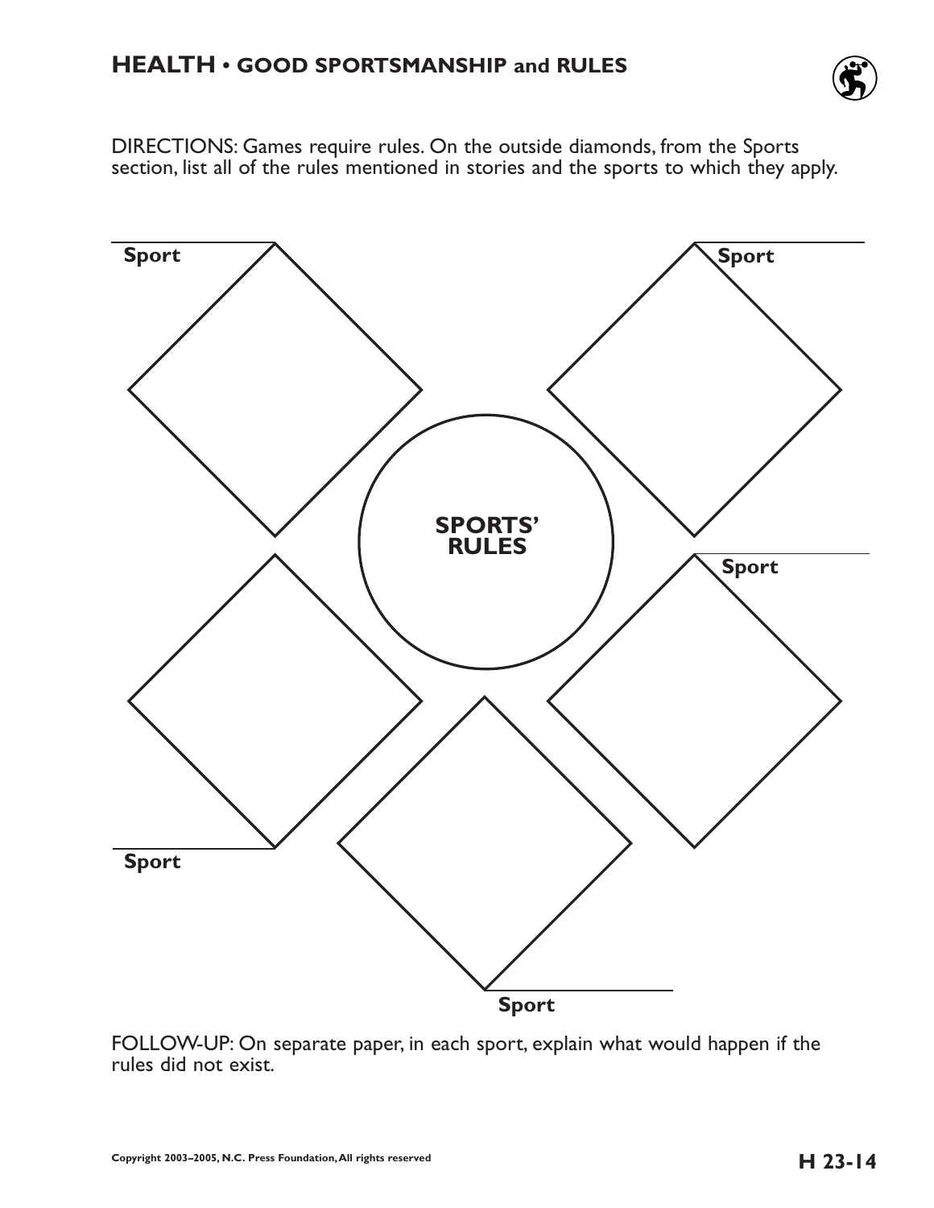## HEALTH • GOOD SPORTSMANSHIP and RULES

DIRECTIONS: Games require rules. On the outside diamonds, from the Sports section, list all of the rules mentioned in stories and the sports to which they apply.

**Sport**

**Sport**

**SPORTS' RULES**

**Sport**

**Sport**

**Sport**

FOLLOW-UP: On separate paper, in each sport, explain what would happen if the rules did not exist.

Copyright 2003–2005, N.C. Press Foundation, All rights reserved

**H 23-14**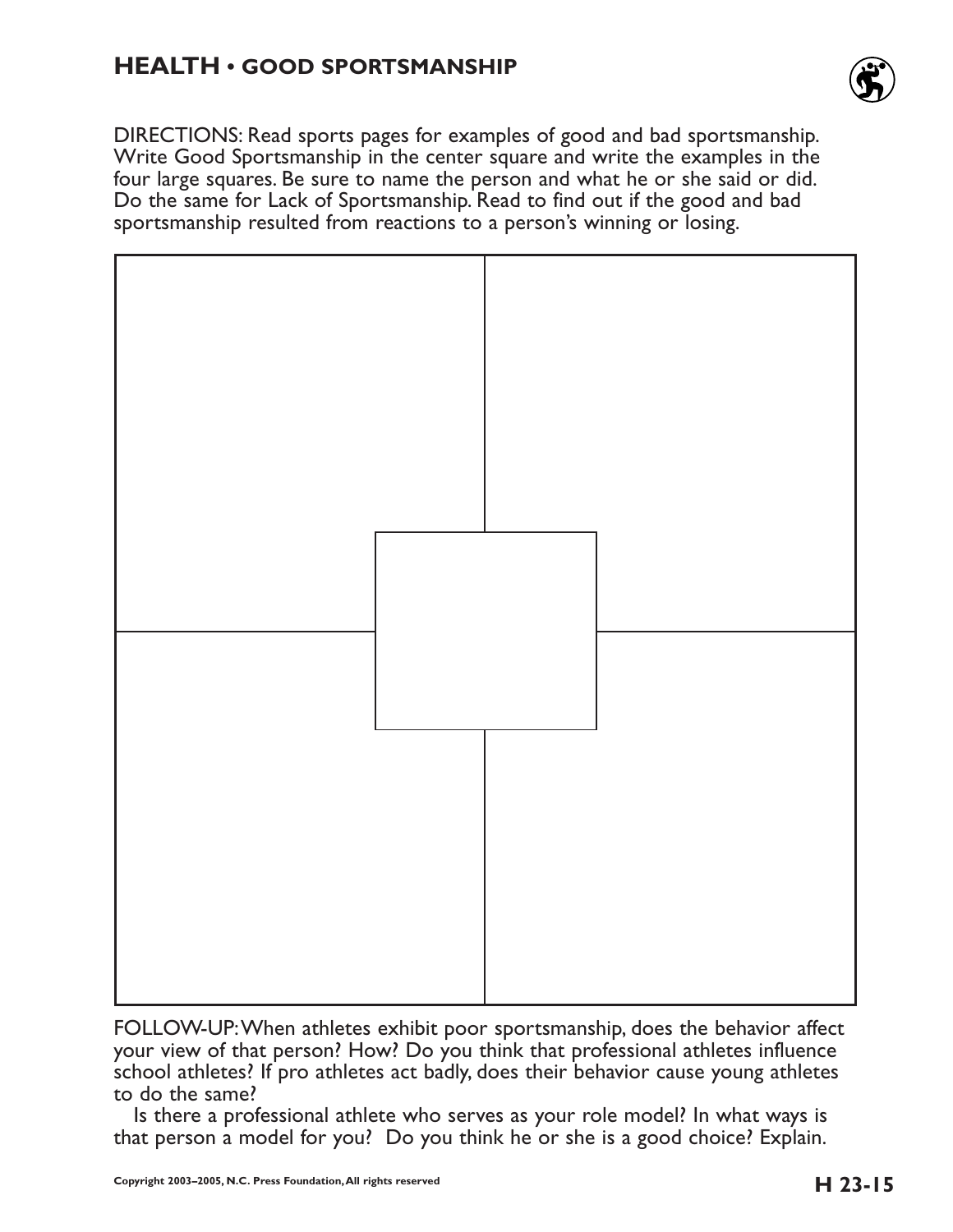# HEALTH • GOOD SPORTSMANSHIP

DIRECTIONS: Read sports pages for examples of good and bad sportsmanship. Write Good Sportsmanship in the center square and write the examples in the four large squares. Be sure to name the person and what he or she said or did. Do the same for Lack of Sportsmanship. Read to find out if the good and bad sportsmanship resulted from reactions to a person's winning or losing.

FOLLOW-UP: When athletes exhibit poor sportsmanship, does the behavior affect your view of that person? How? Do you think that professional athletes influence school athletes? If pro athletes act badly, does their behavior cause young athletes to do the same?

Is there a professional athlete who serves as your role model? In what ways is that person a model for you? Do you think he or she is a good choice? Explain.

Copyright 2003–2005, N.C. Press Foundation, All rights reserved

H 23-15